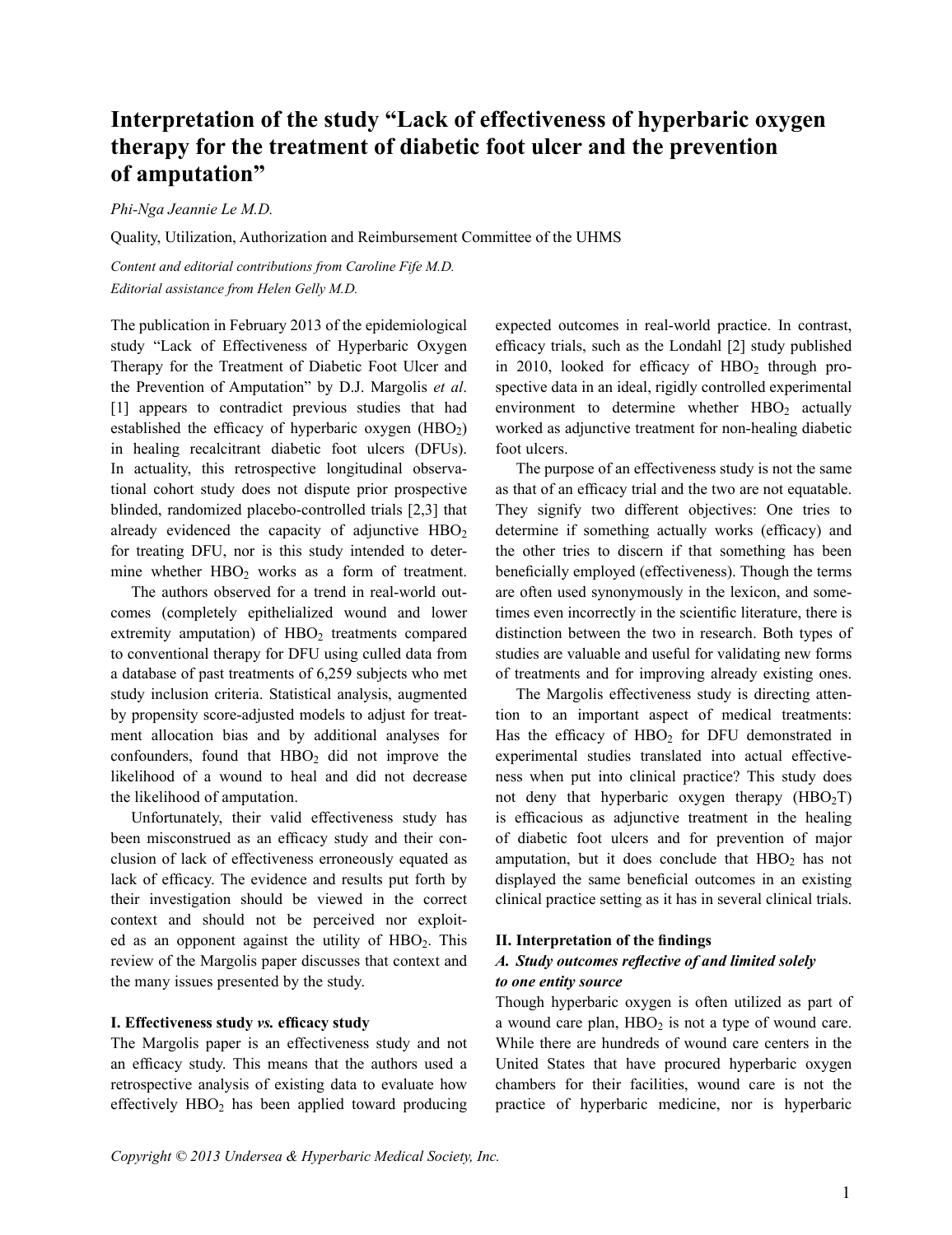// Page 1 of 5 — document 9d9ccec74ec9. Page ends mid-sentence; text continues on the next page.
# Interpretation of the study "Lack of effectiveness of hyperbaric oxygen therapy for the treatment of diabetic foot ulcer and the prevention of amputation"

*Phi-Nga Jeannie Le M.D.*

Quality, Utilization, Authorization and Reimbursement Committee of the UHMS

*Content and editorial contributions from Caroline Fife M.D.*
*Editorial assistance from Helen Gelly M.D.*

The publication in February 2013 of the epidemiological study "Lack of Effectiveness of Hyperbaric Oxygen Therapy for the Treatment of Diabetic Foot Ulcer and the Prevention of Amputation" by D.J. Margolis *et al*. [1] appears to contradict previous studies that had established the efficacy of hyperbaric oxygen ($HBO_2$) in healing recalcitrant diabetic foot ulcers (DFUs). In actuality, this retrospective longitudinal observational cohort study does not dispute prior prospective blinded, randomized placebo-controlled trials [2,3] that already evidenced the capacity of adjunctive $HBO_2$ for treating DFU, nor is this study intended to determine whether $HBO_2$ works as a form of treatment.

The authors observed for a trend in real-world outcomes (completely epithelialized wound and lower extremity amputation) of $HBO_2$ treatments compared to conventional therapy for DFU using culled data from a database of past treatments of 6,259 subjects who met study inclusion criteria. Statistical analysis, augmented by propensity score-adjusted models to adjust for treatment allocation bias and by additional analyses for confounders, found that $HBO_2$ did not improve the likelihood of a wound to heal and did not decrease the likelihood of amputation.

Unfortunately, their valid effectiveness study has been misconstrued as an efficacy study and their conclusion of lack of effectiveness erroneously equated as lack of efficacy. The evidence and results put forth by their investigation should be viewed in the correct context and should not be perceived nor exploited as an opponent against the utility of $HBO_2$. This review of the Margolis paper discusses that context and the many issues presented by the study.

## I. Effectiveness study *vs.* efficacy study

The Margolis paper is an effectiveness study and not an efficacy study. This means that the authors used a retrospective analysis of existing data to evaluate how effectively $HBO_2$ has been applied toward producing expected outcomes in real-world practice. In contrast, efficacy trials, such as the Londahl [2] study published in 2010, looked for efficacy of $HBO_2$ through prospective data in an ideal, rigidly controlled experimental environment to determine whether $HBO_2$ actually worked as adjunctive treatment for non-healing diabetic foot ulcers.

The purpose of an effectiveness study is not the same as that of an efficacy trial and the two are not equatable. They signify two different objectives: One tries to determine if something actually works (efficacy) and the other tries to discern if that something has been beneficially employed (effectiveness). Though the terms are often used synonymously in the lexicon, and sometimes even incorrectly in the scientific literature, there is distinction between the two in research. Both types of studies are valuable and useful for validating new forms of treatments and for improving already existing ones.

The Margolis effectiveness study is directing attention to an important aspect of medical treatments: Has the efficacy of $HBO_2$ for DFU demonstrated in experimental studies translated into actual effectiveness when put into clinical practice? This study does not deny that hyperbaric oxygen therapy ($HBO_2T$) is efficacious as adjunctive treatment in the healing of diabetic foot ulcers and for prevention of major amputation, but it does conclude that $HBO_2$ has not displayed the same beneficial outcomes in an existing clinical practice setting as it has in several clinical trials.

## II. Interpretation of the findings

### *A. Study outcomes reflective of and limited solely to one entity source*

Though hyperbaric oxygen is often utilized as part of a wound care plan, $HBO_2$ is not a type of wound care. While there are hundreds of wound care centers in the United States that have procured hyperbaric oxygen chambers for their facilities, wound care is not the practice of hyperbaric medicine, nor is hyperbaric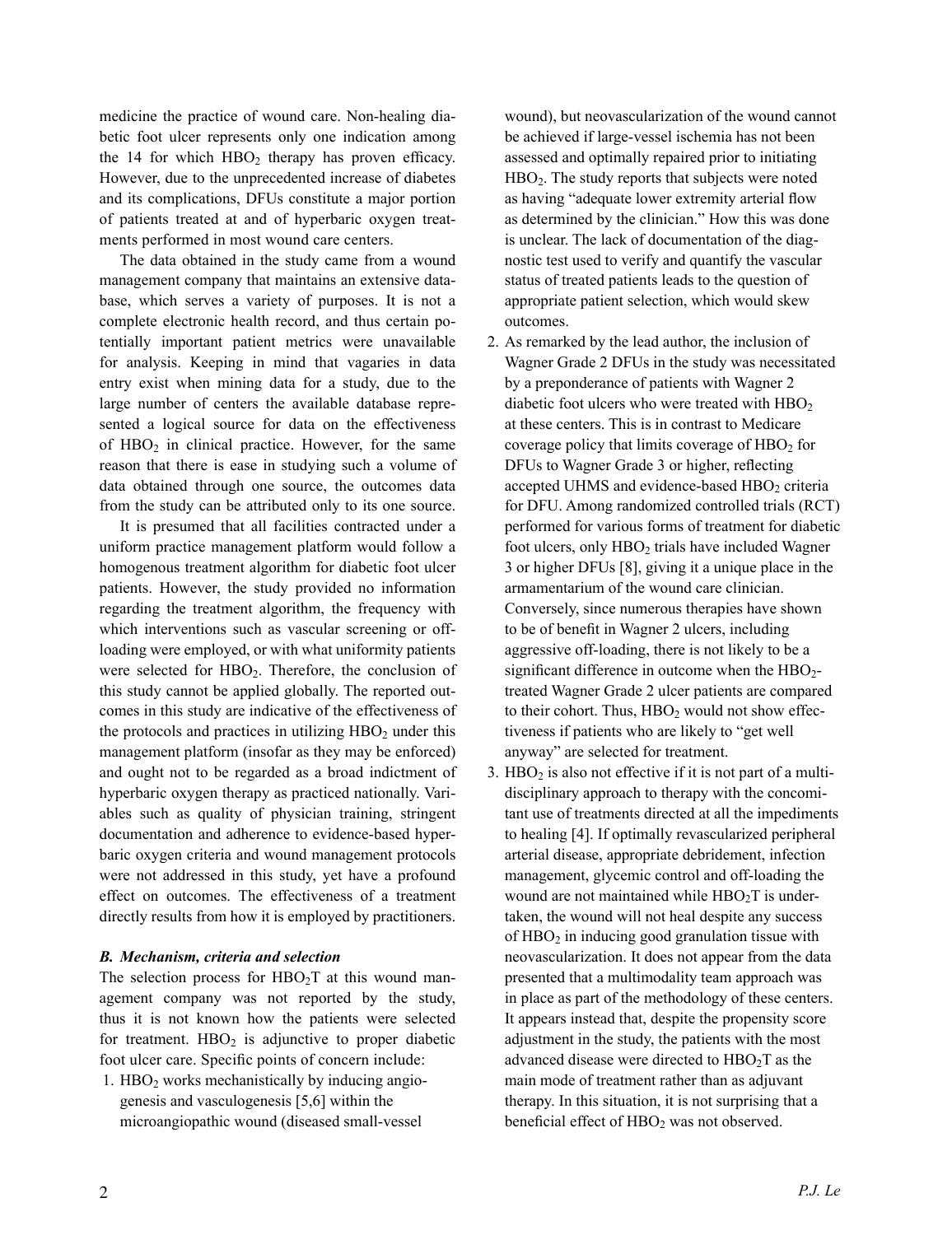medicine the practice of wound care. Non-healing diabetic foot ulcer represents only one indication among the 14 for which $HBO_2$ therapy has proven efficacy. However, due to the unprecedented increase of diabetes and its complications, DFUs constitute a major portion of patients treated at and of hyperbaric oxygen treatments performed in most wound care centers.

The data obtained in the study came from a wound management company that maintains an extensive database, which serves a variety of purposes. It is not a complete electronic health record, and thus certain potentially important patient metrics were unavailable for analysis. Keeping in mind that vagaries in data entry exist when mining data for a study, due to the large number of centers the available database represented a logical source for data on the effectiveness of $HBO_2$ in clinical practice. However, for the same reason that there is ease in studying such a volume of data obtained through one source, the outcomes data from the study can be attributed only to its one source.

It is presumed that all facilities contracted under a uniform practice management platform would follow a homogenous treatment algorithm for diabetic foot ulcer patients. However, the study provided no information regarding the treatment algorithm, the frequency with which interventions such as vascular screening or off-loading were employed, or with what uniformity patients were selected for $HBO_2$. Therefore, the conclusion of this study cannot be applied globally. The reported outcomes in this study are indicative of the effectiveness of the protocols and practices in utilizing $HBO_2$ under this management platform (insofar as they may be enforced) and ought not to be regarded as a broad indictment of hyperbaric oxygen therapy as practiced nationally. Variables such as quality of physician training, stringent documentation and adherence to evidence-based hyperbaric oxygen criteria and wound management protocols were not addressed in this study, yet have a profound effect on outcomes. The effectiveness of a treatment directly results from how it is employed by practitioners.

### *B. Mechanism, criteria and selection*

The selection process for $HBO_2T$ at this wound management company was not reported by the study, thus it is not known how the patients were selected for treatment. $HBO_2$ is adjunctive to proper diabetic foot ulcer care. Specific points of concern include:

1. $HBO_2$ works mechanistically by inducing angiogenesis and vasculogenesis [5,6] within the microangiopathic wound (diseased small-vessel wound), but neovascularization of the wound cannot be achieved if large-vessel ischemia has not been assessed and optimally repaired prior to initiating $HBO_2$. The study reports that subjects were noted as having "adequate lower extremity arterial flow as determined by the clinician." How this was done is unclear. The lack of documentation of the diagnostic test used to verify and quantify the vascular status of treated patients leads to the question of appropriate patient selection, which would skew outcomes.
2. As remarked by the lead author, the inclusion of Wagner Grade 2 DFUs in the study was necessitated by a preponderance of patients with Wagner 2 diabetic foot ulcers who were treated with $HBO_2$ at these centers. This is in contrast to Medicare coverage policy that limits coverage of $HBO_2$ for DFUs to Wagner Grade 3 or higher, reflecting accepted UHMS and evidence-based $HBO_2$ criteria for DFU. Among randomized controlled trials (RCT) performed for various forms of treatment for diabetic foot ulcers, only $HBO_2$ trials have included Wagner 3 or higher DFUs [8], giving it a unique place in the armamentarium of the wound care clinician. Conversely, since numerous therapies have shown to be of benefit in Wagner 2 ulcers, including aggressive off-loading, there is not likely to be a significant difference in outcome when the $HBO_2$-treated Wagner Grade 2 ulcer patients are compared to their cohort. Thus, $HBO_2$ would not show effectiveness if patients who are likely to "get well anyway" are selected for treatment.
3. $HBO_2$ is also not effective if it is not part of a multidisciplinary approach to therapy with the concomitant use of treatments directed at all the impediments to healing [4]. If optimally revascularized peripheral arterial disease, appropriate debridement, infection management, glycemic control and off-loading the wound are not maintained while $HBO_2T$ is undertaken, the wound will not heal despite any success of $HBO_2$ in inducing good granulation tissue with neovascularization. It does not appear from the data presented that a multimodality team approach was in place as part of the methodology of these centers. It appears instead that, despite the propensity score adjustment in the study, the patients with the most advanced disease were directed to $HBO_2T$ as the main mode of treatment rather than as adjuvant therapy. In this situation, it is not surprising that a beneficial effect of $HBO_2$ was not observed.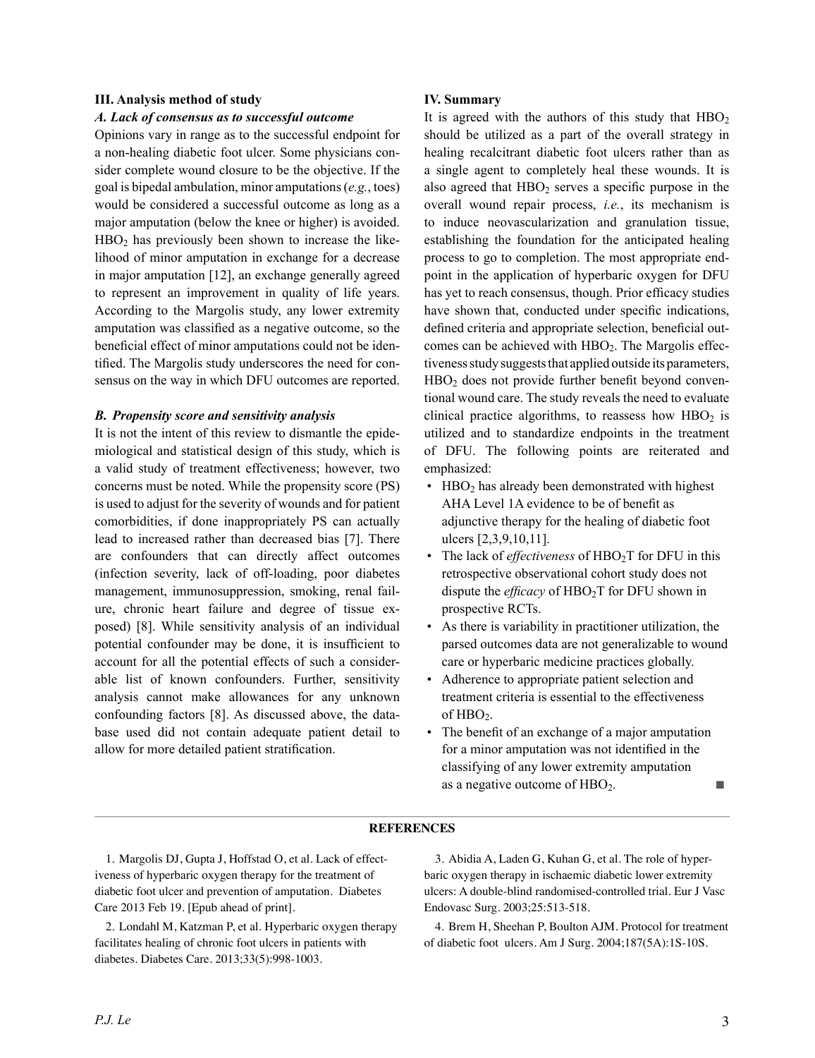### III. Analysis method of study

#### *A. Lack of consensus as to successful outcome*

Opinions vary in range as to the successful endpoint for a non-healing diabetic foot ulcer. Some physicians consider complete wound closure to be the objective. If the goal is bipedal ambulation, minor amputations (*e.g.*, toes) would be considered a successful outcome as long as a major amputation (below the knee or higher) is avoided. $HBO_2$ has previously been shown to increase the likelihood of minor amputation in exchange for a decrease in major amputation [12], an exchange generally agreed to represent an improvement in quality of life years. According to the Margolis study, any lower extremity amputation was classified as a negative outcome, so the beneficial effect of minor amputations could not be identified. The Margolis study underscores the need for consensus on the way in which DFU outcomes are reported.

#### *B. Propensity score and sensitivity analysis*

It is not the intent of this review to dismantle the epidemiological and statistical design of this study, which is a valid study of treatment effectiveness; however, two concerns must be noted. While the propensity score (PS) is used to adjust for the severity of wounds and for patient comorbidities, if done inappropriately PS can actually lead to increased rather than decreased bias [7]. There are confounders that can directly affect outcomes (infection severity, lack of off-loading, poor diabetes management, immunosuppression, smoking, renal failure, chronic heart failure and degree of tissue exposed) [8]. While sensitivity analysis of an individual potential confounder may be done, it is insufficient to account for all the potential effects of such a considerable list of known confounders. Further, sensitivity analysis cannot make allowances for any unknown confounding factors [8]. As discussed above, the database used did not contain adequate patient detail to allow for more detailed patient stratification.

### IV. Summary

It is agreed with the authors of this study that $HBO_2$ should be utilized as a part of the overall strategy in healing recalcitrant diabetic foot ulcers rather than as a single agent to completely heal these wounds. It is also agreed that $HBO_2$ serves a specific purpose in the overall wound repair process, *i.e.*, its mechanism is to induce neovascularization and granulation tissue, establishing the foundation for the anticipated healing process to go to completion. The most appropriate endpoint in the application of hyperbaric oxygen for DFU has yet to reach consensus, though. Prior efficacy studies have shown that, conducted under specific indications, defined criteria and appropriate selection, beneficial outcomes can be achieved with $HBO_2$. The Margolis effectiveness study suggests that applied outside its parameters, $HBO_2$ does not provide further benefit beyond conventional wound care. The study reveals the need to evaluate clinical practice algorithms, to reassess how $HBO_2$ is utilized and to standardize endpoints in the treatment of DFU. The following points are reiterated and emphasized:

- $HBO_2$ has already been demonstrated with highest AHA Level 1A evidence to be of benefit as adjunctive therapy for the healing of diabetic foot ulcers [2,3,9,10,11].
- The lack of *effectiveness* of $HBO_2T$ for DFU in this retrospective observational cohort study does not dispute the *efficacy* of $HBO_2T$ for DFU shown in prospective RCTs.
- As there is variability in practitioner utilization, the parsed outcomes data are not generalizable to wound care or hyperbaric medicine practices globally.
- Adherence to appropriate patient selection and treatment criteria is essential to the effectiveness of $HBO_2$.
- The benefit of an exchange of a major amputation for a minor amputation was not identified in the classifying of any lower extremity amputation as a negative outcome of $HBO_2$. ■

## REFERENCES

1. Margolis DJ, Gupta J, Hoffstad O, et al. Lack of effectiveness of hyperbaric oxygen therapy for the treatment of diabetic foot ulcer and prevention of amputation. Diabetes Care 2013 Feb 19. [Epub ahead of print].

2. Londahl M, Katzman P, et al. Hyperbaric oxygen therapy facilitates healing of chronic foot ulcers in patients with diabetes. Diabetes Care. 2013;33(5):998-1003.

3. Abidia A, Laden G, Kuhan G, et al. The role of hyperbaric oxygen therapy in ischaemic diabetic lower extremity ulcers: A double-blind randomised-controlled trial. Eur J Vasc Endovasc Surg. 2003;25:513-518.

4. Brem H, Sheehan P, Boulton AJM. Protocol for treatment of diabetic foot ulcers. Am J Surg. 2004;187(5A):1S-10S.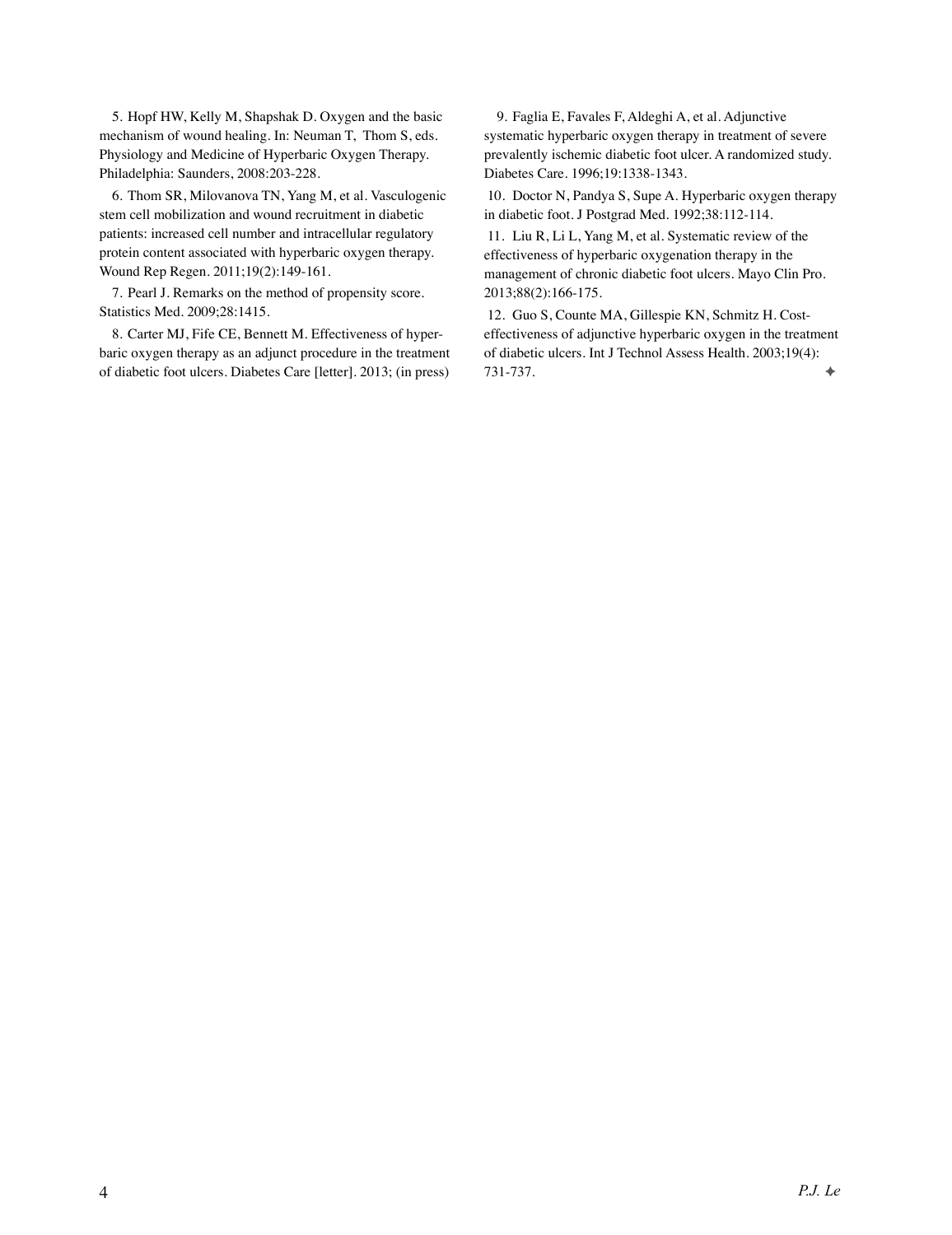5. Hopf HW, Kelly M, Shapshak D. Oxygen and the basic mechanism of wound healing. In: Neuman T, Thom S, eds. Physiology and Medicine of Hyperbaric Oxygen Therapy. Philadelphia: Saunders, 2008:203-228.

6. Thom SR, Milovanova TN, Yang M, et al. Vasculogenic stem cell mobilization and wound recruitment in diabetic patients: increased cell number and intracellular regulatory protein content associated with hyperbaric oxygen therapy. Wound Rep Regen. 2011;19(2):149-161.

7. Pearl J. Remarks on the method of propensity score. Statistics Med. 2009;28:1415.

8. Carter MJ, Fife CE, Bennett M. Effectiveness of hyperbaric oxygen therapy as an adjunct procedure in the treatment of diabetic foot ulcers. Diabetes Care [letter]. 2013; (in press)

9. Faglia E, Favales F, Aldeghi A, et al. Adjunctive systematic hyperbaric oxygen therapy in treatment of severe prevalently ischemic diabetic foot ulcer. A randomized study. Diabetes Care. 1996;19:1338-1343.

10. Doctor N, Pandya S, Supe A. Hyperbaric oxygen therapy in diabetic foot. J Postgrad Med. 1992;38:112-114.

11. Liu R, Li L, Yang M, et al. Systematic review of the effectiveness of hyperbaric oxygenation therapy in the management of chronic diabetic foot ulcers. Mayo Clin Pro. 2013;88(2):166-175.

12. Guo S, Counte MA, Gillespie KN, Schmitz H. Cost-effectiveness of adjunctive hyperbaric oxygen in the treatment of diabetic ulcers. Int J Technol Assess Health. 2003;19(4): 731-737.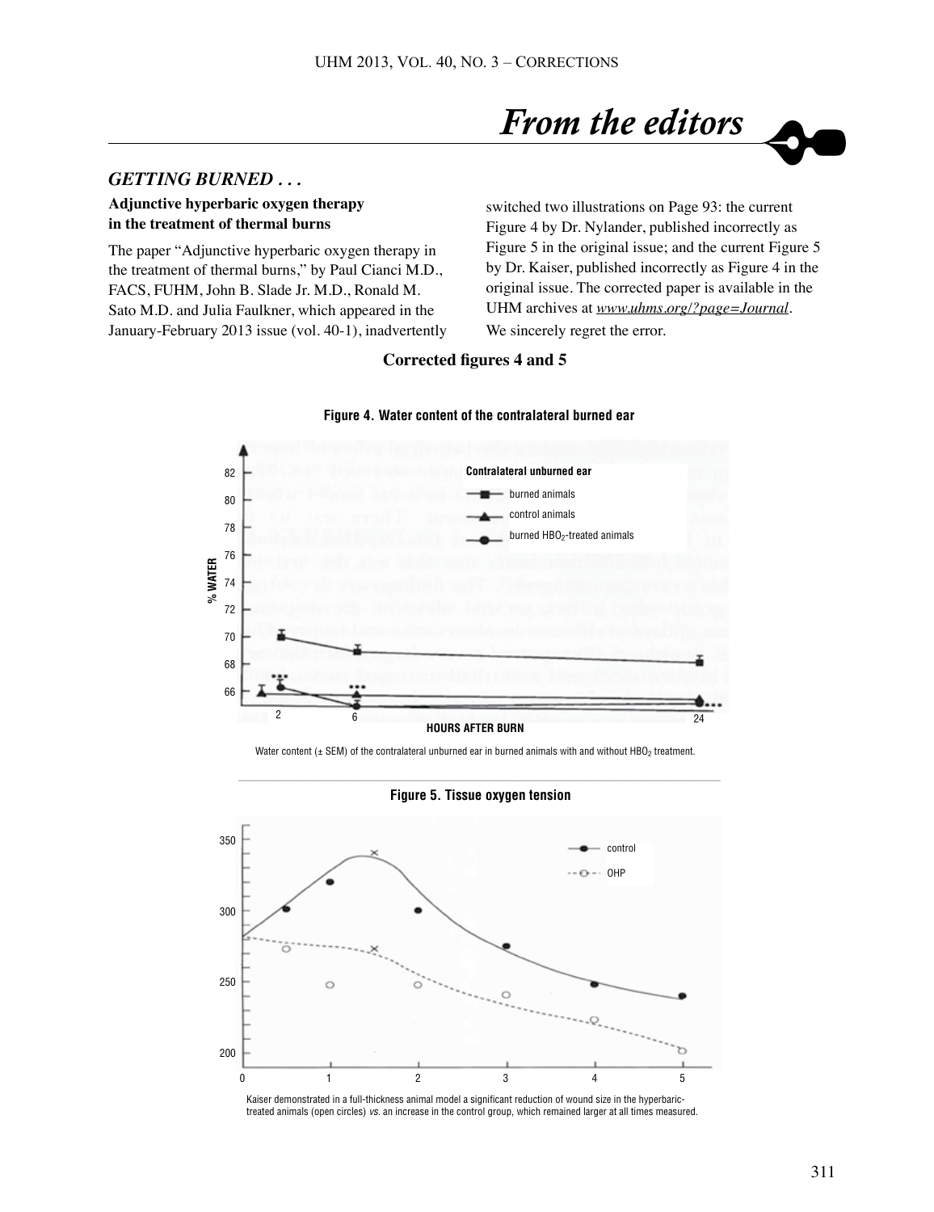# From the editors

## GETTING BURNED . . .

### Adjunctive hyperbaric oxygen therapy in the treatment of thermal burns

The paper "Adjunctive hyperbaric oxygen therapy in the treatment of thermal burns," by Paul Cianci M.D., FACS, FUHM, John B. Slade Jr. M.D., Ronald M. Sato M.D. and Julia Faulkner, which appeared in the January-February 2013 issue (vol. 40-1), inadvertently switched two illustrations on Page 93: the current Figure 4 by Dr. Nylander, published incorrectly as Figure 5 in the original issue; and the current Figure 5 by Dr. Kaiser, published incorrectly as Figure 4 in the original issue. The corrected paper is available in the UHM archives at *www.uhms.org/?page=Journal*.

We sincerely regret the error.

**Corrected figures 4 and 5**

**Figure 4. Water content of the contralateral burned ear**

Contralateral unburned ear
burned animals
control animals
burned $HBO_2$-treated animals
% WATER
82
80
78
76
74
72
70
68
66
HOURS AFTER BURN
2
6
24

Water content (± SEM) of the contralateral unburned ear in burned animals with and without $HBO_2$ treatment.

**Figure 5. Tissue oxygen tension**

control
OHP
350
300
250
200
0
1
2
3
4
5

Kaiser demonstrated in a full-thickness animal model a significant reduction of wound size in the hyperbaric-treated animals (open circles) *vs.* an increase in the control group, which remained larger at all times measured.